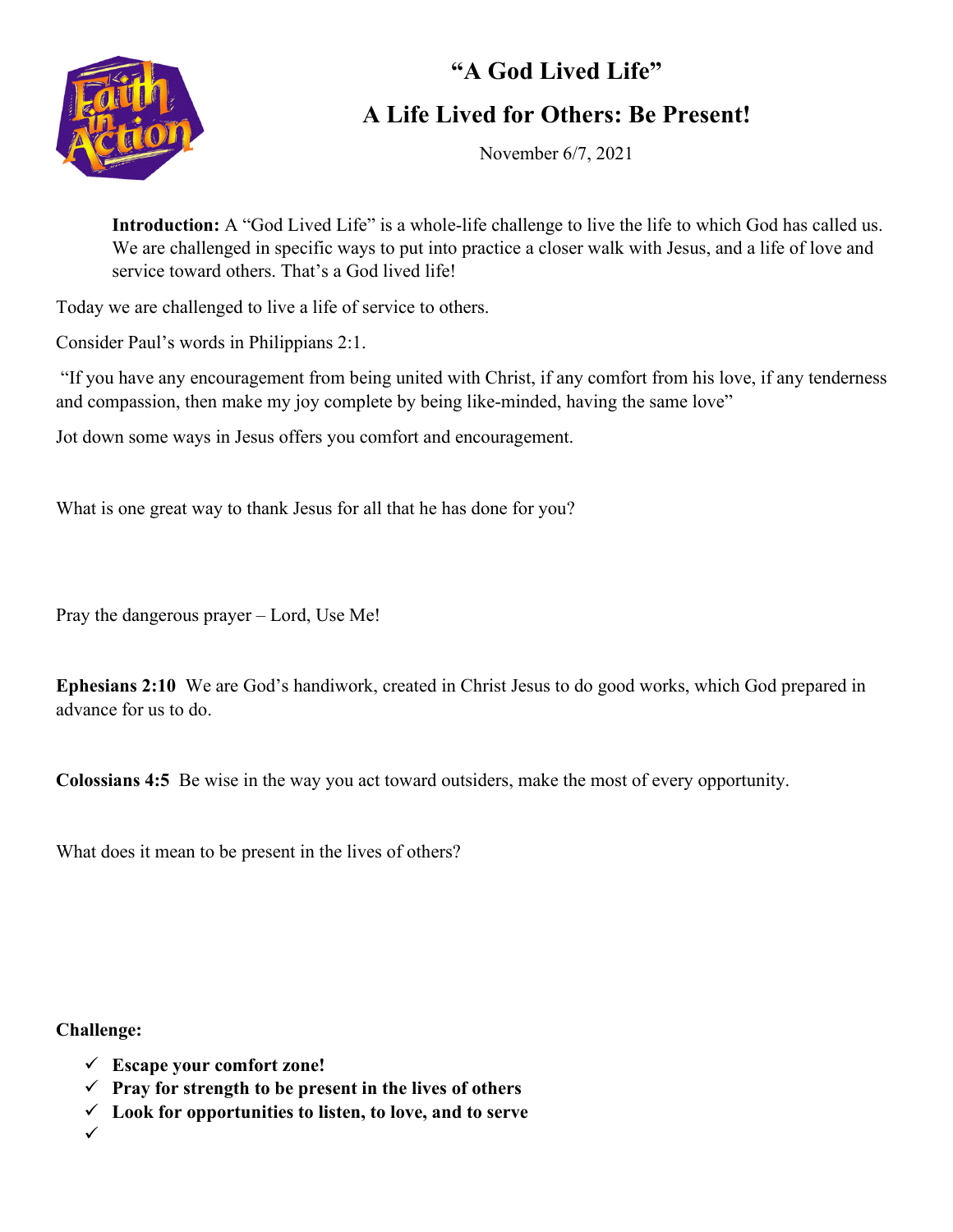# "A God Lived Life"

## A Life Lived for Others: Be Present!

November 6/7, 2021

**Introduction:** A "God Lived Life" is a whole-life challenge to live the life to which God has called us. We are challenged in specific ways to put into practice a closer walk with Jesus, and a life of love and service toward others. That's a God lived life!

Today we are challenged to live a life of service to others.

Consider Paul's words in Philippians 2:1.

"If you have any encouragement from being united with Christ, if any comfort from his love, if any tenderness and compassion, then make my joy complete by being like-minded, having the same love"

Jot down some ways in Jesus offers you comfort and encouragement.

What is one great way to thank Jesus for all that he has done for you?

Pray the dangerous prayer – Lord, Use Me!

**Ephesians 2:10** We are God's handiwork, created in Christ Jesus to do good works, which God prepared in advance for us to do.

**Colossians 4:5** Be wise in the way you act toward outsiders, make the most of every opportunity.

What does it mean to be present in the lives of others?

**Challenge:**

- ✓ **Escape your comfort zone!**
- ✓ **Pray for strength to be present in the lives of others**
- ✓ **Look for opportunities to listen, to love, and to serve**
- ✓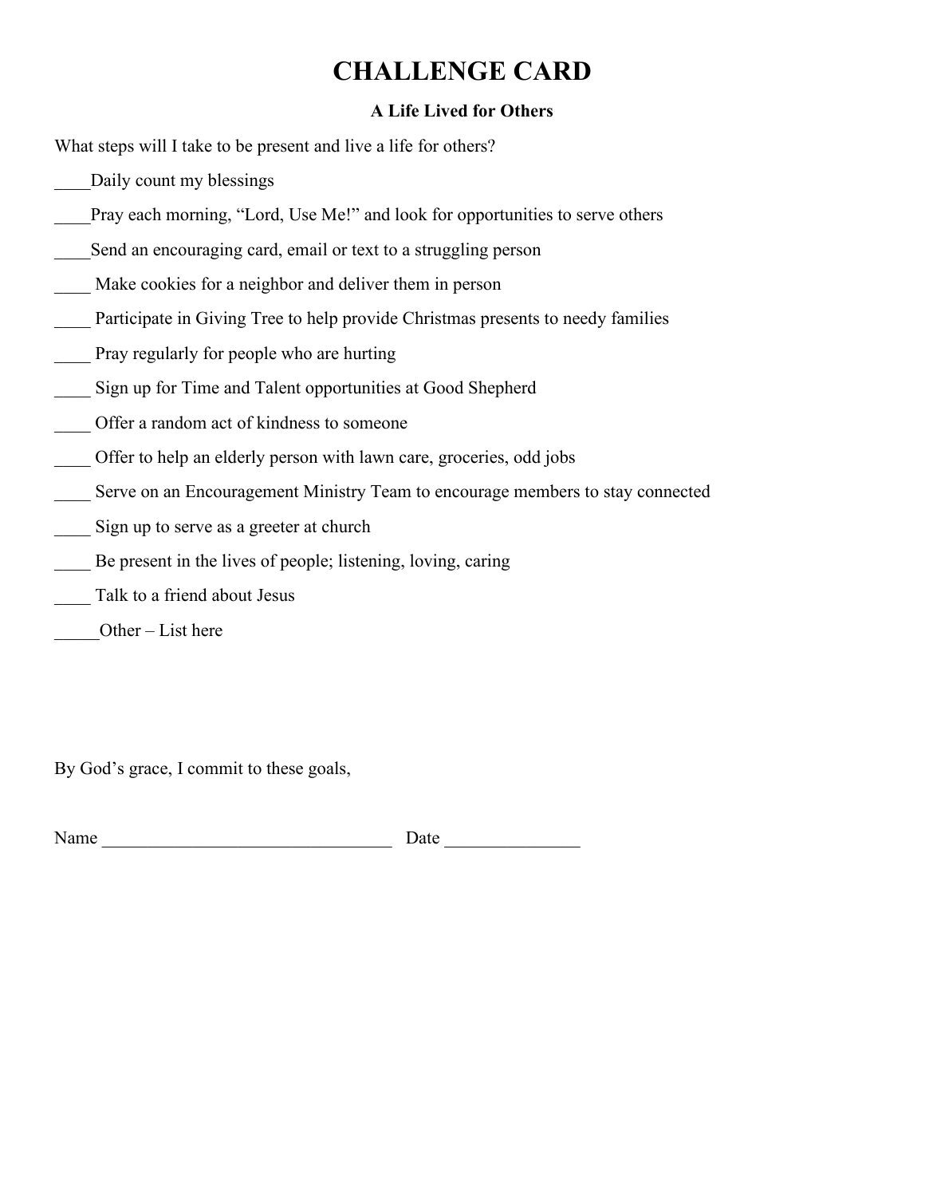# CHALLENGE CARD

**A Life Lived for Others**

What steps will I take to be present and live a life for others?

____Daily count my blessings

____Pray each morning, “Lord, Use Me!” and look for opportunities to serve others

____Send an encouraging card, email or text to a struggling person

____ Make cookies for a neighbor and deliver them in person

____ Participate in Giving Tree to help provide Christmas presents to needy families

____ Pray regularly for people who are hurting

____ Sign up for Time and Talent opportunities at Good Shepherd

____ Offer a random act of kindness to someone

____ Offer to help an elderly person with lawn care, groceries, odd jobs

____ Serve on an Encouragement Ministry Team to encourage members to stay connected

____ Sign up to serve as a greeter at church

____ Be present in the lives of people; listening, loving, caring

____ Talk to a friend about Jesus

_____Other – List here

By God’s grace, I commit to these goals,

Name ________________________________ Date _______________